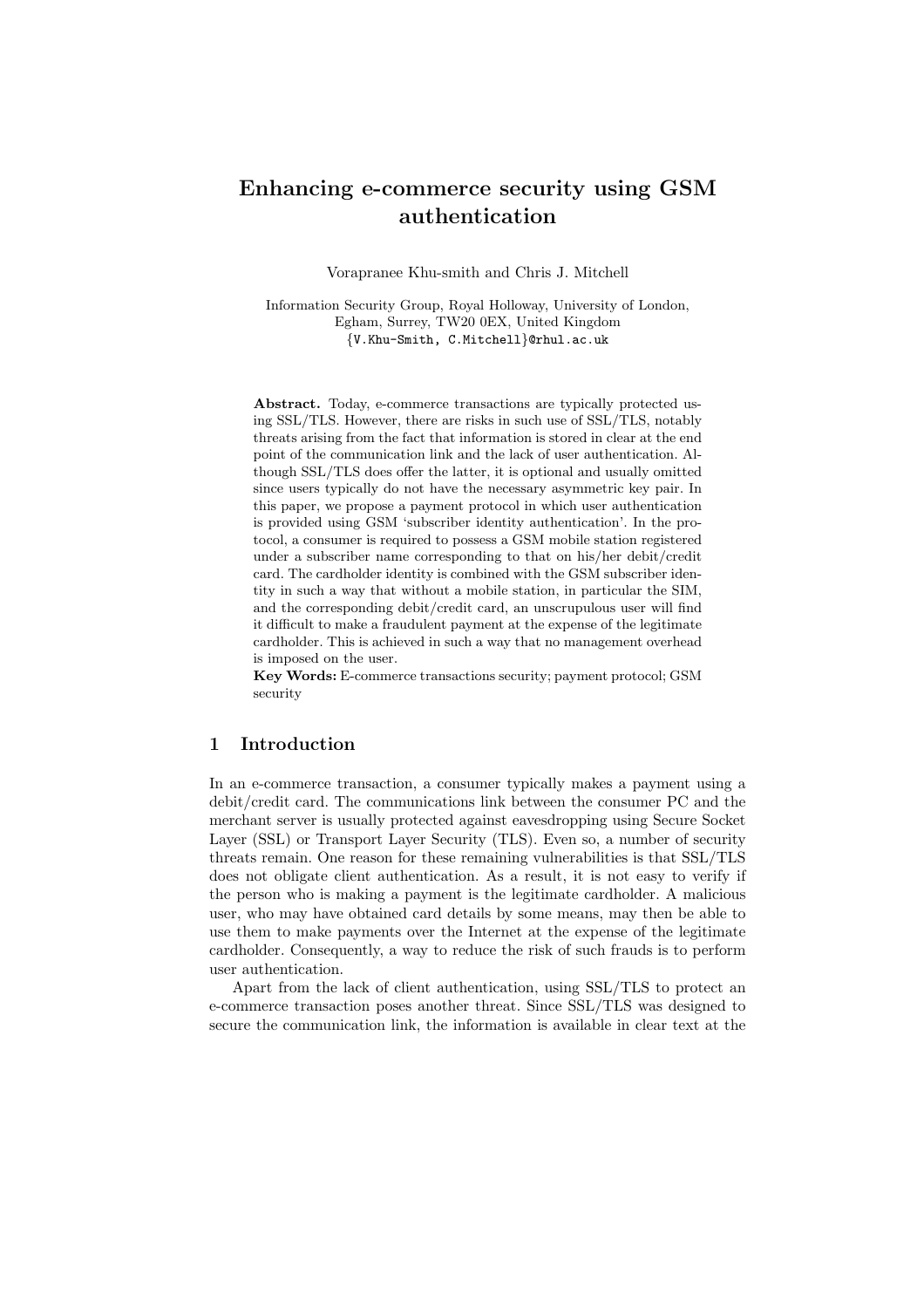# Enhancing e-commerce security using GSM authentication

Vorapranee Khu-smith and Chris J. Mitchell

Information Security Group, Royal Holloway, University of London,
Egham, Surrey, TW20 0EX, United Kingdom
{V.Khu-Smith, C.Mitchell}@rhul.ac.uk

**Abstract.** Today, e-commerce transactions are typically protected using SSL/TLS. However, there are risks in such use of SSL/TLS, notably threats arising from the fact that information is stored in clear at the end point of the communication link and the lack of user authentication. Although SSL/TLS does offer the latter, it is optional and usually omitted since users typically do not have the necessary asymmetric key pair. In this paper, we propose a payment protocol in which user authentication is provided using GSM 'subscriber identity authentication'. In the protocol, a consumer is required to possess a GSM mobile station registered under a subscriber name corresponding to that on his/her debit/credit card. The cardholder identity is combined with the GSM subscriber identity in such a way that without a mobile station, in particular the SIM, and the corresponding debit/credit card, an unscrupulous user will find it difficult to make a fraudulent payment at the expense of the legitimate cardholder. This is achieved in such a way that no management overhead is imposed on the user.

**Key Words:** E-commerce transactions security; payment protocol; GSM security

## 1 Introduction

In an e-commerce transaction, a consumer typically makes a payment using a debit/credit card. The communications link between the consumer PC and the merchant server is usually protected against eavesdropping using Secure Socket Layer (SSL) or Transport Layer Security (TLS). Even so, a number of security threats remain. One reason for these remaining vulnerabilities is that SSL/TLS does not obligate client authentication. As a result, it is not easy to verify if the person who is making a payment is the legitimate cardholder. A malicious user, who may have obtained card details by some means, may then be able to use them to make payments over the Internet at the expense of the legitimate cardholder. Consequently, a way to reduce the risk of such frauds is to perform user authentication.

Apart from the lack of client authentication, using SSL/TLS to protect an e-commerce transaction poses another threat. Since SSL/TLS was designed to secure the communication link, the information is available in clear text at the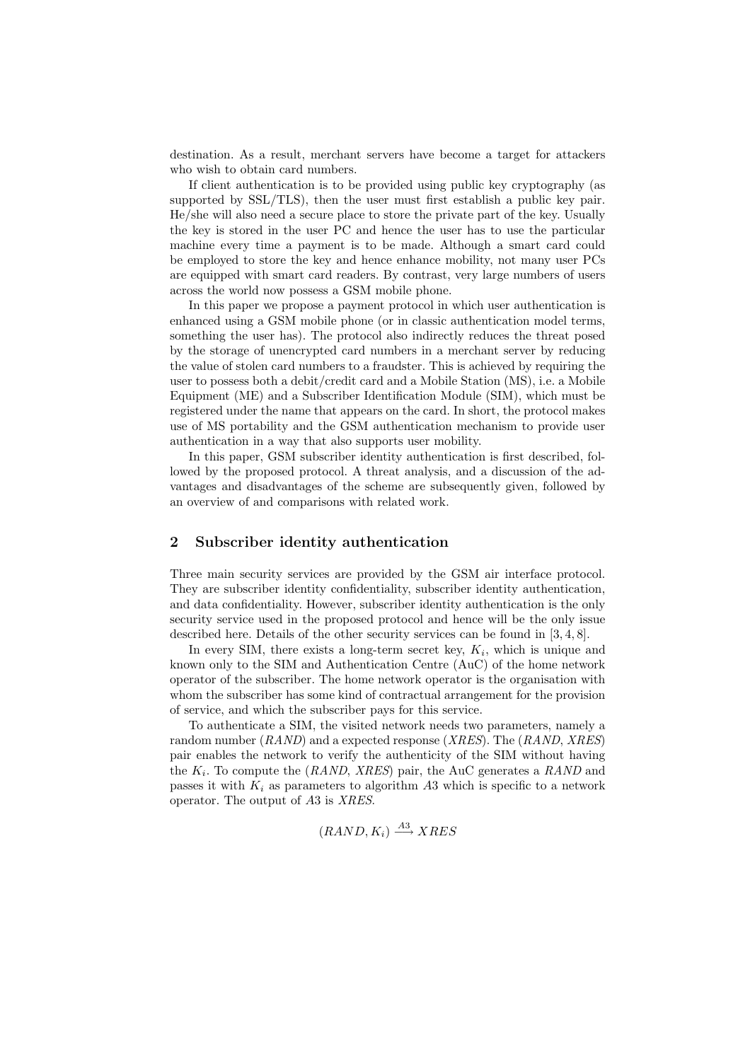destination. As a result, merchant servers have become a target for attackers who wish to obtain card numbers.

If client authentication is to be provided using public key cryptography (as supported by SSL/TLS), then the user must first establish a public key pair. He/she will also need a secure place to store the private part of the key. Usually the key is stored in the user PC and hence the user has to use the particular machine every time a payment is to be made. Although a smart card could be employed to store the key and hence enhance mobility, not many user PCs are equipped with smart card readers. By contrast, very large numbers of users across the world now possess a GSM mobile phone.

In this paper we propose a payment protocol in which user authentication is enhanced using a GSM mobile phone (or in classic authentication model terms, something the user has). The protocol also indirectly reduces the threat posed by the storage of unencrypted card numbers in a merchant server by reducing the value of stolen card numbers to a fraudster. This is achieved by requiring the user to possess both a debit/credit card and a Mobile Station (MS), i.e. a Mobile Equipment (ME) and a Subscriber Identification Module (SIM), which must be registered under the name that appears on the card. In short, the protocol makes use of MS portability and the GSM authentication mechanism to provide user authentication in a way that also supports user mobility.

In this paper, GSM subscriber identity authentication is first described, followed by the proposed protocol. A threat analysis, and a discussion of the advantages and disadvantages of the scheme are subsequently given, followed by an overview of and comparisons with related work.

## 2 Subscriber identity authentication

Three main security services are provided by the GSM air interface protocol. They are subscriber identity confidentiality, subscriber identity authentication, and data confidentiality. However, subscriber identity authentication is the only security service used in the proposed protocol and hence will be the only issue described here. Details of the other security services can be found in [3, 4, 8].

In every SIM, there exists a long-term secret key, $K_i$, which is unique and known only to the SIM and Authentication Centre (AuC) of the home network operator of the subscriber. The home network operator is the organisation with whom the subscriber has some kind of contractual arrangement for the provision of service, and which the subscriber pays for this service.

To authenticate a SIM, the visited network needs two parameters, namely a random number (*RAND*) and a expected response (*XRES*). The (*RAND*, *XRES*) pair enables the network to verify the authenticity of the SIM without having the $K_i$. To compute the (*RAND*, *XRES*) pair, the AuC generates a *RAND* and passes it with $K_i$ as parameters to algorithm *A3* which is specific to a network operator. The output of *A3* is *XRES*.

$$(RAND, K_i) \xrightarrow{A3} XRES$$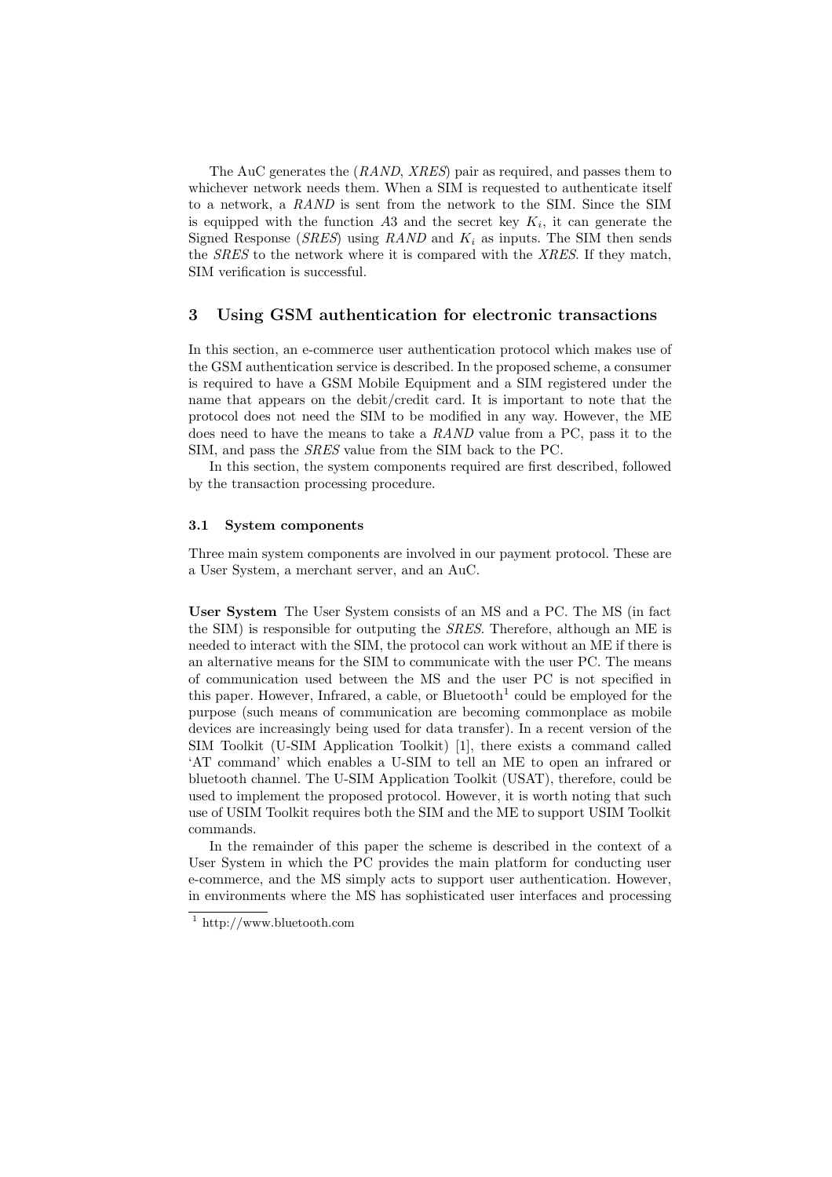The AuC generates the (*RAND*, *XRES*) pair as required, and passes them to whichever network needs them. When a SIM is requested to authenticate itself to a network, a *RAND* is sent from the network to the SIM. Since the SIM is equipped with the function $A3$ and the secret key $K_i$, it can generate the Signed Response (*SRES*) using *RAND* and $K_i$ as inputs. The SIM then sends the *SRES* to the network where it is compared with the *XRES*. If they match, SIM verification is successful.

## 3 Using GSM authentication for electronic transactions

In this section, an e-commerce user authentication protocol which makes use of the GSM authentication service is described. In the proposed scheme, a consumer is required to have a GSM Mobile Equipment and a SIM registered under the name that appears on the debit/credit card. It is important to note that the protocol does not need the SIM to be modified in any way. However, the ME does need to have the means to take a *RAND* value from a PC, pass it to the SIM, and pass the *SRES* value from the SIM back to the PC.

In this section, the system components required are first described, followed by the transaction processing procedure.

### 3.1 System components

Three main system components are involved in our payment protocol. These are a User System, a merchant server, and an AuC.

**User System** The User System consists of an MS and a PC. The MS (in fact the SIM) is responsible for outputing the *SRES*. Therefore, although an ME is needed to interact with the SIM, the protocol can work without an ME if there is an alternative means for the SIM to communicate with the user PC. The means of communication used between the MS and the user PC is not specified in this paper. However, Infrared, a cable, or Bluetooth[1] could be employed for the purpose (such means of communication are becoming commonplace as mobile devices are increasingly being used for data transfer). In a recent version of the SIM Toolkit (U-SIM Application Toolkit) [1], there exists a command called 'AT command' which enables a U-SIM to tell an ME to open an infrared or bluetooth channel. The U-SIM Application Toolkit (USAT), therefore, could be used to implement the proposed protocol. However, it is worth noting that such use of USIM Toolkit requires both the SIM and the ME to support USIM Toolkit commands.

In the remainder of this paper the scheme is described in the context of a User System in which the PC provides the main platform for conducting user e-commerce, and the MS simply acts to support user authentication. However, in environments where the MS has sophisticated user interfaces and processing

[1] http://www.bluetooth.com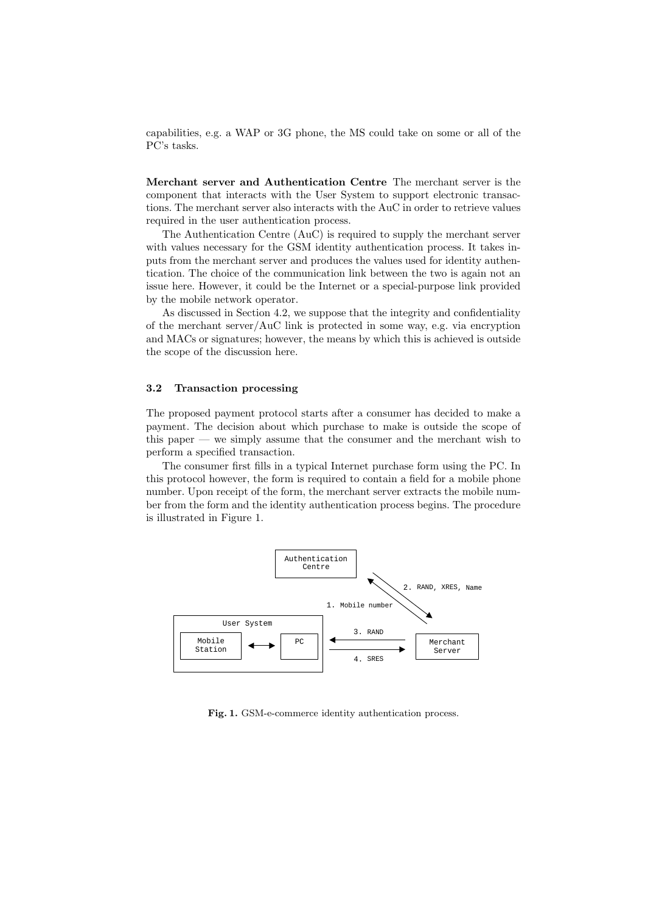capabilities, e.g. a WAP or 3G phone, the MS could take on some or all of the PC's tasks.

**Merchant server and Authentication Centre** The merchant server is the component that interacts with the User System to support electronic transactions. The merchant server also interacts with the AuC in order to retrieve values required in the user authentication process.

The Authentication Centre (AuC) is required to supply the merchant server with values necessary for the GSM identity authentication process. It takes inputs from the merchant server and produces the values used for identity authentication. The choice of the communication link between the two is again not an issue here. However, it could be the Internet or a special-purpose link provided by the mobile network operator.

As discussed in Section 4.2, we suppose that the integrity and confidentiality of the merchant server/AuC link is protected in some way, e.g. via encryption and MACs or signatures; however, the means by which this is achieved is outside the scope of the discussion here.

### 3.2 Transaction processing

The proposed payment protocol starts after a consumer has decided to make a payment. The decision about which purchase to make is outside the scope of this paper — we simply assume that the consumer and the merchant wish to perform a specified transaction.

The consumer first fills in a typical Internet purchase form using the PC. In this protocol however, the form is required to contain a field for a mobile phone number. Upon receipt of the form, the merchant server extracts the mobile number from the form and the identity authentication process begins. The procedure is illustrated in Figure 1.

```
Authentication Centre
1. Mobile number
2. RAND, XRES, Name
User System: Mobile Station <-> PC
3. RAND
4. SRES
Merchant Server
```

**Fig. 1.** GSM-e-commerce identity authentication process.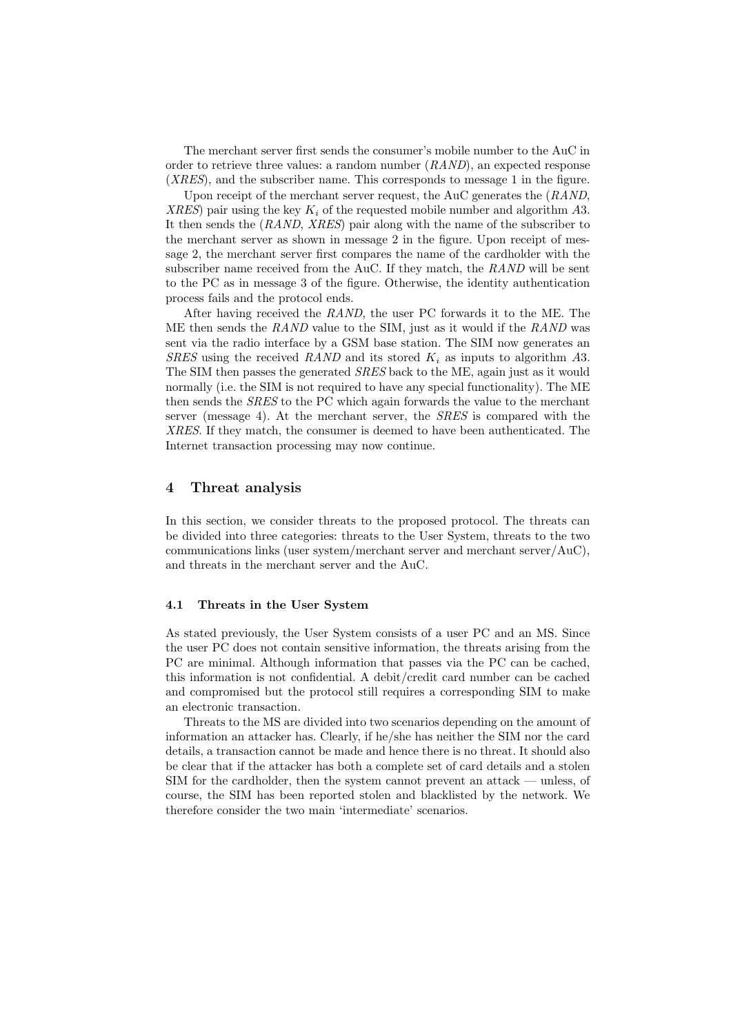The merchant server first sends the consumer's mobile number to the AuC in order to retrieve three values: a random number (*RAND*), an expected response (*XRES*), and the subscriber name. This corresponds to message 1 in the figure.

Upon receipt of the merchant server request, the AuC generates the (*RAND*, *XRES*) pair using the key $K_i$ of the requested mobile number and algorithm *A*3. It then sends the (*RAND*, *XRES*) pair along with the name of the subscriber to the merchant server as shown in message 2 in the figure. Upon receipt of message 2, the merchant server first compares the name of the cardholder with the subscriber name received from the AuC. If they match, the *RAND* will be sent to the PC as in message 3 of the figure. Otherwise, the identity authentication process fails and the protocol ends.

After having received the *RAND*, the user PC forwards it to the ME. The ME then sends the *RAND* value to the SIM, just as it would if the *RAND* was sent via the radio interface by a GSM base station. The SIM now generates an *SRES* using the received *RAND* and its stored $K_i$ as inputs to algorithm *A*3. The SIM then passes the generated *SRES* back to the ME, again just as it would normally (i.e. the SIM is not required to have any special functionality). The ME then sends the *SRES* to the PC which again forwards the value to the merchant server (message 4). At the merchant server, the *SRES* is compared with the *XRES*. If they match, the consumer is deemed to have been authenticated. The Internet transaction processing may now continue.

## 4 Threat analysis

In this section, we consider threats to the proposed protocol. The threats can be divided into three categories: threats to the User System, threats to the two communications links (user system/merchant server and merchant server/AuC), and threats in the merchant server and the AuC.

### 4.1 Threats in the User System

As stated previously, the User System consists of a user PC and an MS. Since the user PC does not contain sensitive information, the threats arising from the PC are minimal. Although information that passes via the PC can be cached, this information is not confidential. A debit/credit card number can be cached and compromised but the protocol still requires a corresponding SIM to make an electronic transaction.

Threats to the MS are divided into two scenarios depending on the amount of information an attacker has. Clearly, if he/she has neither the SIM nor the card details, a transaction cannot be made and hence there is no threat. It should also be clear that if the attacker has both a complete set of card details and a stolen SIM for the cardholder, then the system cannot prevent an attack — unless, of course, the SIM has been reported stolen and blacklisted by the network. We therefore consider the two main 'intermediate' scenarios.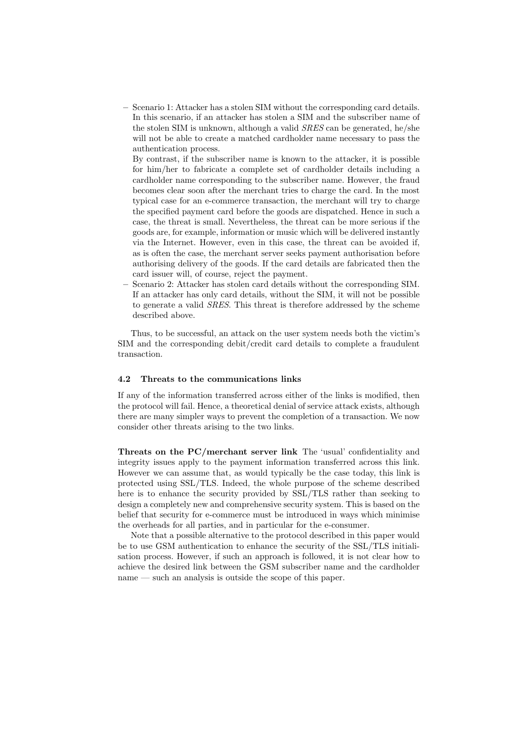– Scenario 1: Attacker has a stolen SIM without the corresponding card details. In this scenario, if an attacker has stolen a SIM and the subscriber name of the stolen SIM is unknown, although a valid *SRES* can be generated, he/she will not be able to create a matched cardholder name necessary to pass the authentication process.

  By contrast, if the subscriber name is known to the attacker, it is possible for him/her to fabricate a complete set of cardholder details including a cardholder name corresponding to the subscriber name. However, the fraud becomes clear soon after the merchant tries to charge the card. In the most typical case for an e-commerce transaction, the merchant will try to charge the specified payment card before the goods are dispatched. Hence in such a case, the threat is small. Nevertheless, the threat can be more serious if the goods are, for example, information or music which will be delivered instantly via the Internet. However, even in this case, the threat can be avoided if, as is often the case, the merchant server seeks payment authorisation before authorising delivery of the goods. If the card details are fabricated then the card issuer will, of course, reject the payment.

– Scenario 2: Attacker has stolen card details without the corresponding SIM. If an attacker has only card details, without the SIM, it will not be possible to generate a valid *SRES*. This threat is therefore addressed by the scheme described above.

Thus, to be successful, an attack on the user system needs both the victim's SIM and the corresponding debit/credit card details to complete a fraudulent transaction.

### 4.2 Threats to the communications links

If any of the information transferred across either of the links is modified, then the protocol will fail. Hence, a theoretical denial of service attack exists, although there are many simpler ways to prevent the completion of a transaction. We now consider other threats arising to the two links.

**Threats on the PC/merchant server link** The 'usual' confidentiality and integrity issues apply to the payment information transferred across this link. However we can assume that, as would typically be the case today, this link is protected using SSL/TLS. Indeed, the whole purpose of the scheme described here is to enhance the security provided by SSL/TLS rather than seeking to design a completely new and comprehensive security system. This is based on the belief that security for e-commerce must be introduced in ways which minimise the overheads for all parties, and in particular for the e-consumer.

Note that a possible alternative to the protocol described in this paper would be to use GSM authentication to enhance the security of the SSL/TLS initialisation process. However, if such an approach is followed, it is not clear how to achieve the desired link between the GSM subscriber name and the cardholder name — such an analysis is outside the scope of this paper.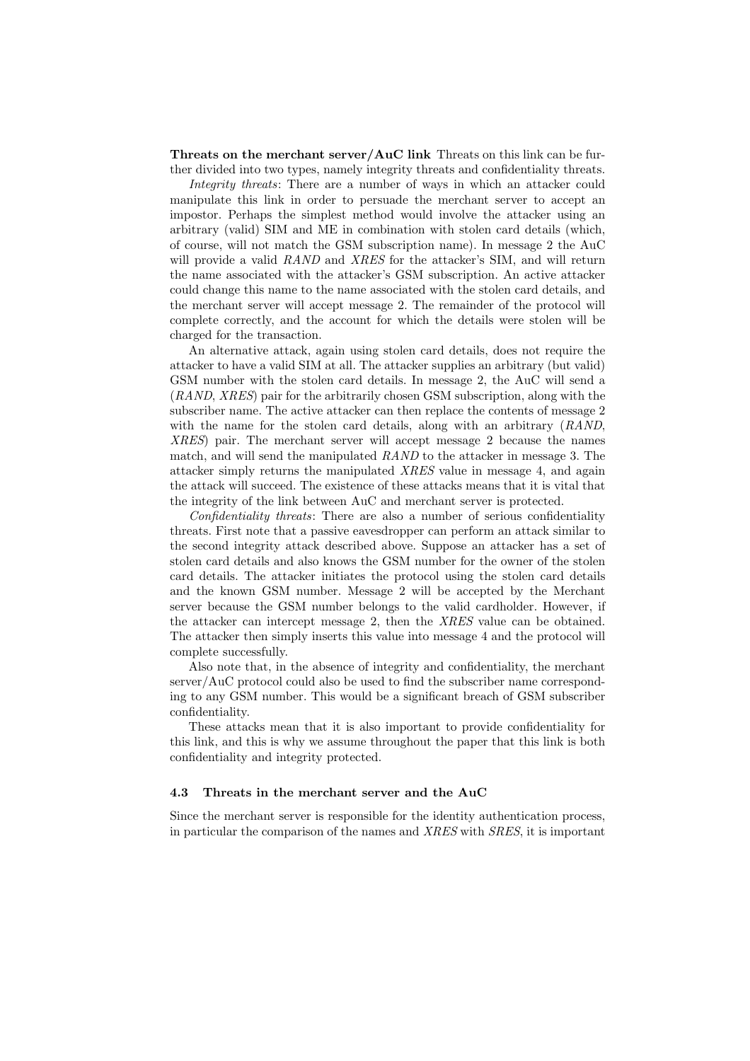**Threats on the merchant server/AuC link** Threats on this link can be further divided into two types, namely integrity threats and confidentiality threats.

*Integrity threats*: There are a number of ways in which an attacker could manipulate this link in order to persuade the merchant server to accept an impostor. Perhaps the simplest method would involve the attacker using an arbitrary (valid) SIM and ME in combination with stolen card details (which, of course, will not match the GSM subscription name). In message 2 the AuC will provide a valid *RAND* and *XRES* for the attacker's SIM, and will return the name associated with the attacker's GSM subscription. An active attacker could change this name to the name associated with the stolen card details, and the merchant server will accept message 2. The remainder of the protocol will complete correctly, and the account for which the details were stolen will be charged for the transaction.

An alternative attack, again using stolen card details, does not require the attacker to have a valid SIM at all. The attacker supplies an arbitrary (but valid) GSM number with the stolen card details. In message 2, the AuC will send a (*RAND*, *XRES*) pair for the arbitrarily chosen GSM subscription, along with the subscriber name. The active attacker can then replace the contents of message 2 with the name for the stolen card details, along with an arbitrary (*RAND*, *XRES*) pair. The merchant server will accept message 2 because the names match, and will send the manipulated *RAND* to the attacker in message 3. The attacker simply returns the manipulated *XRES* value in message 4, and again the attack will succeed. The existence of these attacks means that it is vital that the integrity of the link between AuC and merchant server is protected.

*Confidentiality threats*: There are also a number of serious confidentiality threats. First note that a passive eavesdropper can perform an attack similar to the second integrity attack described above. Suppose an attacker has a set of stolen card details and also knows the GSM number for the owner of the stolen card details. The attacker initiates the protocol using the stolen card details and the known GSM number. Message 2 will be accepted by the Merchant server because the GSM number belongs to the valid cardholder. However, if the attacker can intercept message 2, then the *XRES* value can be obtained. The attacker then simply inserts this value into message 4 and the protocol will complete successfully.

Also note that, in the absence of integrity and confidentiality, the merchant server/AuC protocol could also be used to find the subscriber name corresponding to any GSM number. This would be a significant breach of GSM subscriber confidentiality.

These attacks mean that it is also important to provide confidentiality for this link, and this is why we assume throughout the paper that this link is both confidentiality and integrity protected.

### 4.3 Threats in the merchant server and the AuC

Since the merchant server is responsible for the identity authentication process, in particular the comparison of the names and *XRES* with *SRES*, it is important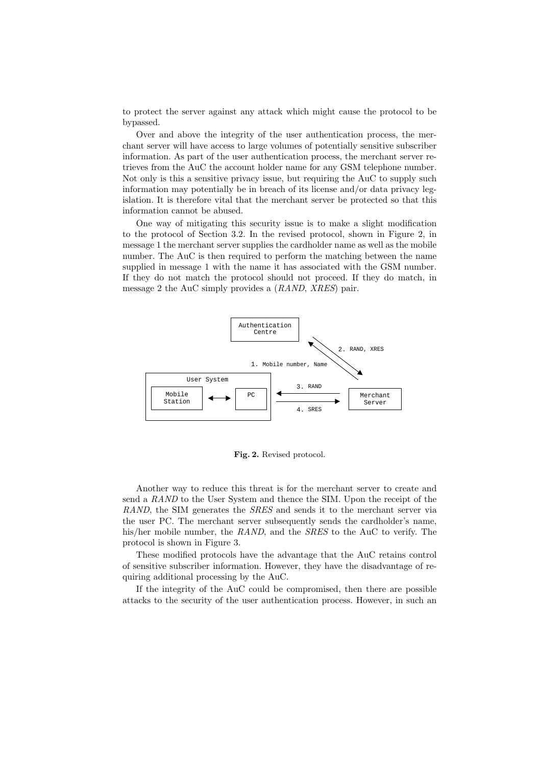to protect the server against any attack which might cause the protocol to be bypassed.

Over and above the integrity of the user authentication process, the merchant server will have access to large volumes of potentially sensitive subscriber information. As part of the user authentication process, the merchant server retrieves from the AuC the account holder name for any GSM telephone number. Not only is this a sensitive privacy issue, but requiring the AuC to supply such information may potentially be in breach of its license and/or data privacy legislation. It is therefore vital that the merchant server be protected so that this information cannot be abused.

One way of mitigating this security issue is to make a slight modification to the protocol of Section 3.2. In the revised protocol, shown in Figure 2, in message 1 the merchant server supplies the cardholder name as well as the mobile number. The AuC is then required to perform the matching between the name supplied in message 1 with the name it has associated with the GSM number. If they do not match the protocol should not proceed. If they do match, in message 2 the AuC simply provides a (*RAND*, *XRES*) pair.

**Fig. 2.** Revised protocol.

Another way to reduce this threat is for the merchant server to create and send a *RAND* to the User System and thence the SIM. Upon the receipt of the *RAND*, the SIM generates the *SRES* and sends it to the merchant server via the user PC. The merchant server subsequently sends the cardholder's name, his/her mobile number, the *RAND*, and the *SRES* to the AuC to verify. The protocol is shown in Figure 3.

These modified protocols have the advantage that the AuC retains control of sensitive subscriber information. However, they have the disadvantage of requiring additional processing by the AuC.

If the integrity of the AuC could be compromised, then there are possible attacks to the security of the user authentication process. However, in such an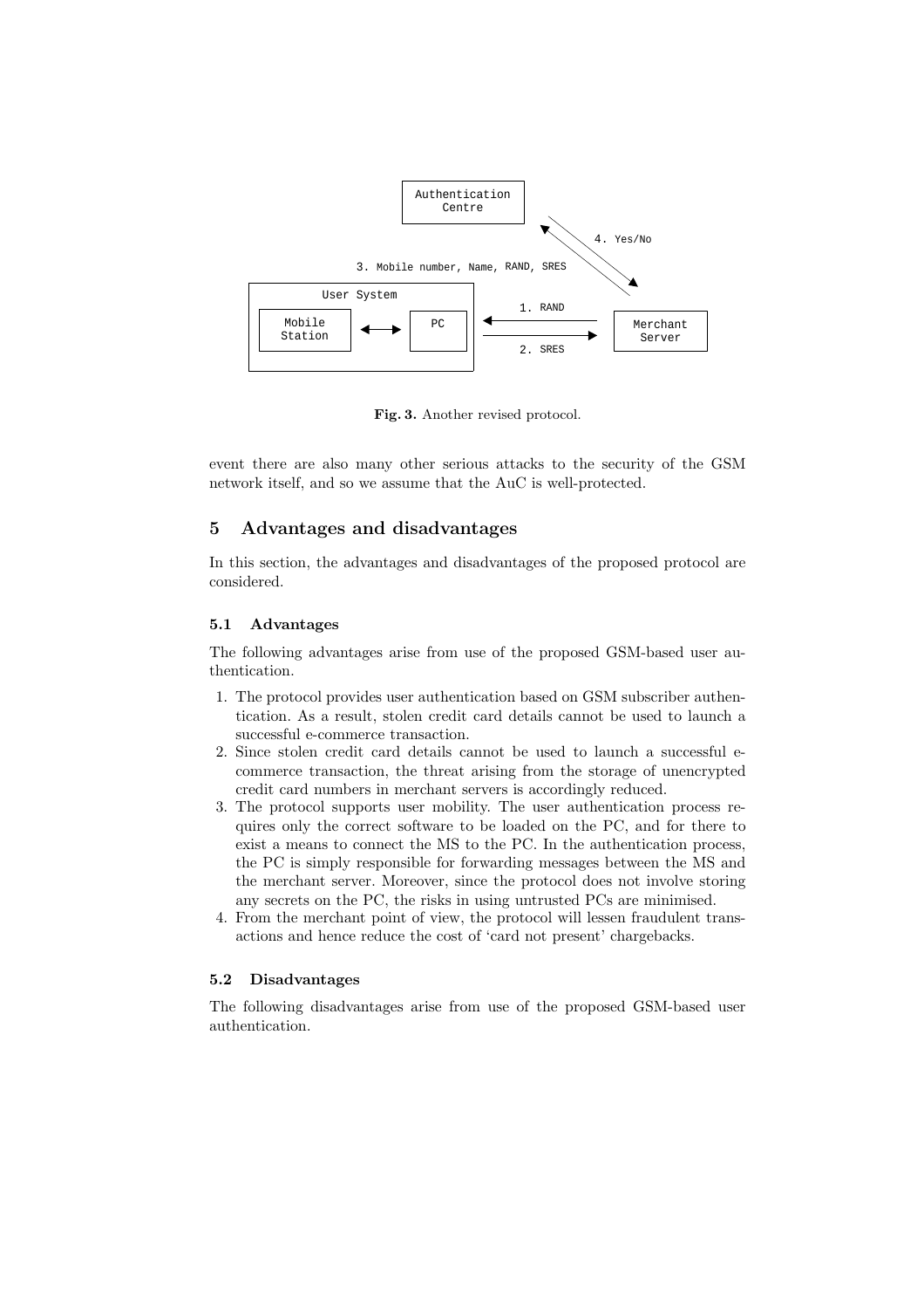Fig. 3. Another revised protocol.

event there are also many other serious attacks to the security of the GSM network itself, and so we assume that the AuC is well-protected.

## 5 Advantages and disadvantages

In this section, the advantages and disadvantages of the proposed protocol are considered.

### 5.1 Advantages

The following advantages arise from use of the proposed GSM-based user authentication.

1. The protocol provides user authentication based on GSM subscriber authentication. As a result, stolen credit card details cannot be used to launch a successful e-commerce transaction.
2. Since stolen credit card details cannot be used to launch a successful e-commerce transaction, the threat arising from the storage of unencrypted credit card numbers in merchant servers is accordingly reduced.
3. The protocol supports user mobility. The user authentication process requires only the correct software to be loaded on the PC, and for there to exist a means to connect the MS to the PC. In the authentication process, the PC is simply responsible for forwarding messages between the MS and the merchant server. Moreover, since the protocol does not involve storing any secrets on the PC, the risks in using untrusted PCs are minimised.
4. From the merchant point of view, the protocol will lessen fraudulent transactions and hence reduce the cost of 'card not present' chargebacks.

### 5.2 Disadvantages

The following disadvantages arise from use of the proposed GSM-based user authentication.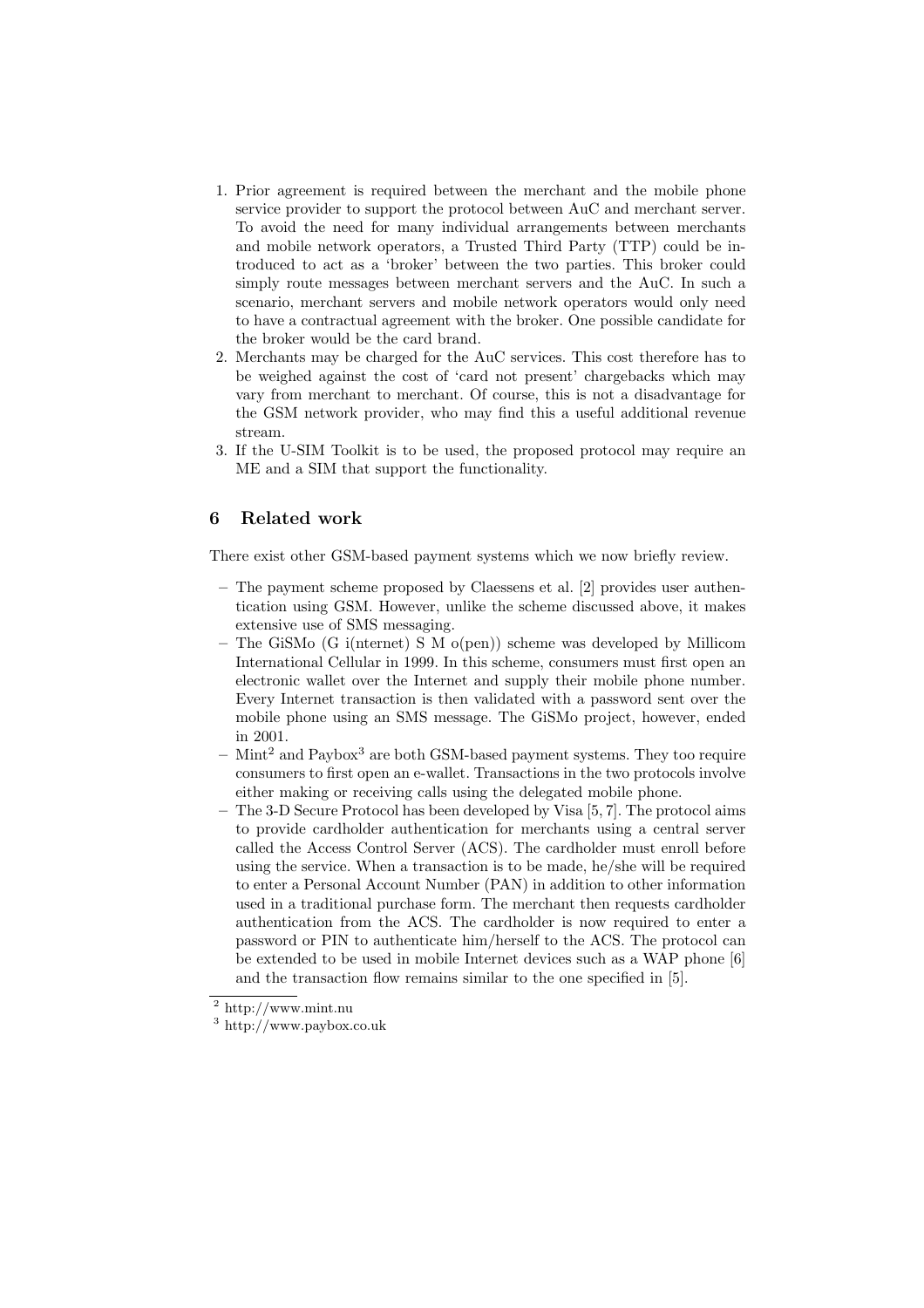1. Prior agreement is required between the merchant and the mobile phone service provider to support the protocol between AuC and merchant server. To avoid the need for many individual arrangements between merchants and mobile network operators, a Trusted Third Party (TTP) could be introduced to act as a 'broker' between the two parties. This broker could simply route messages between merchant servers and the AuC. In such a scenario, merchant servers and mobile network operators would only need to have a contractual agreement with the broker. One possible candidate for the broker would be the card brand.
2. Merchants may be charged for the AuC services. This cost therefore has to be weighed against the cost of 'card not present' chargebacks which may vary from merchant to merchant. Of course, this is not a disadvantage for the GSM network provider, who may find this a useful additional revenue stream.
3. If the U-SIM Toolkit is to be used, the proposed protocol may require an ME and a SIM that support the functionality.

## 6 Related work

There exist other GSM-based payment systems which we now briefly review.

- The payment scheme proposed by Claessens et al. [2] provides user authentication using GSM. However, unlike the scheme discussed above, it makes extensive use of SMS messaging.
- The GiSMo (G i(nternet) S M o(pen)) scheme was developed by Millicom International Cellular in 1999. In this scheme, consumers must first open an electronic wallet over the Internet and supply their mobile phone number. Every Internet transaction is then validated with a password sent over the mobile phone using an SMS message. The GiSMo project, however, ended in 2001.
- Mint[2] and Paybox[3] are both GSM-based payment systems. They too require consumers to first open an e-wallet. Transactions in the two protocols involve either making or receiving calls using the delegated mobile phone.
- The 3-D Secure Protocol has been developed by Visa [5, 7]. The protocol aims to provide cardholder authentication for merchants using a central server called the Access Control Server (ACS). The cardholder must enroll before using the service. When a transaction is to be made, he/she will be required to enter a Personal Account Number (PAN) in addition to other information used in a traditional purchase form. The merchant then requests cardholder authentication from the ACS. The cardholder is now required to enter a password or PIN to authenticate him/herself to the ACS. The protocol can be extended to be used in mobile Internet devices such as a WAP phone [6] and the transaction flow remains similar to the one specified in [5].

[2] http://www.mint.nu

[3] http://www.paybox.co.uk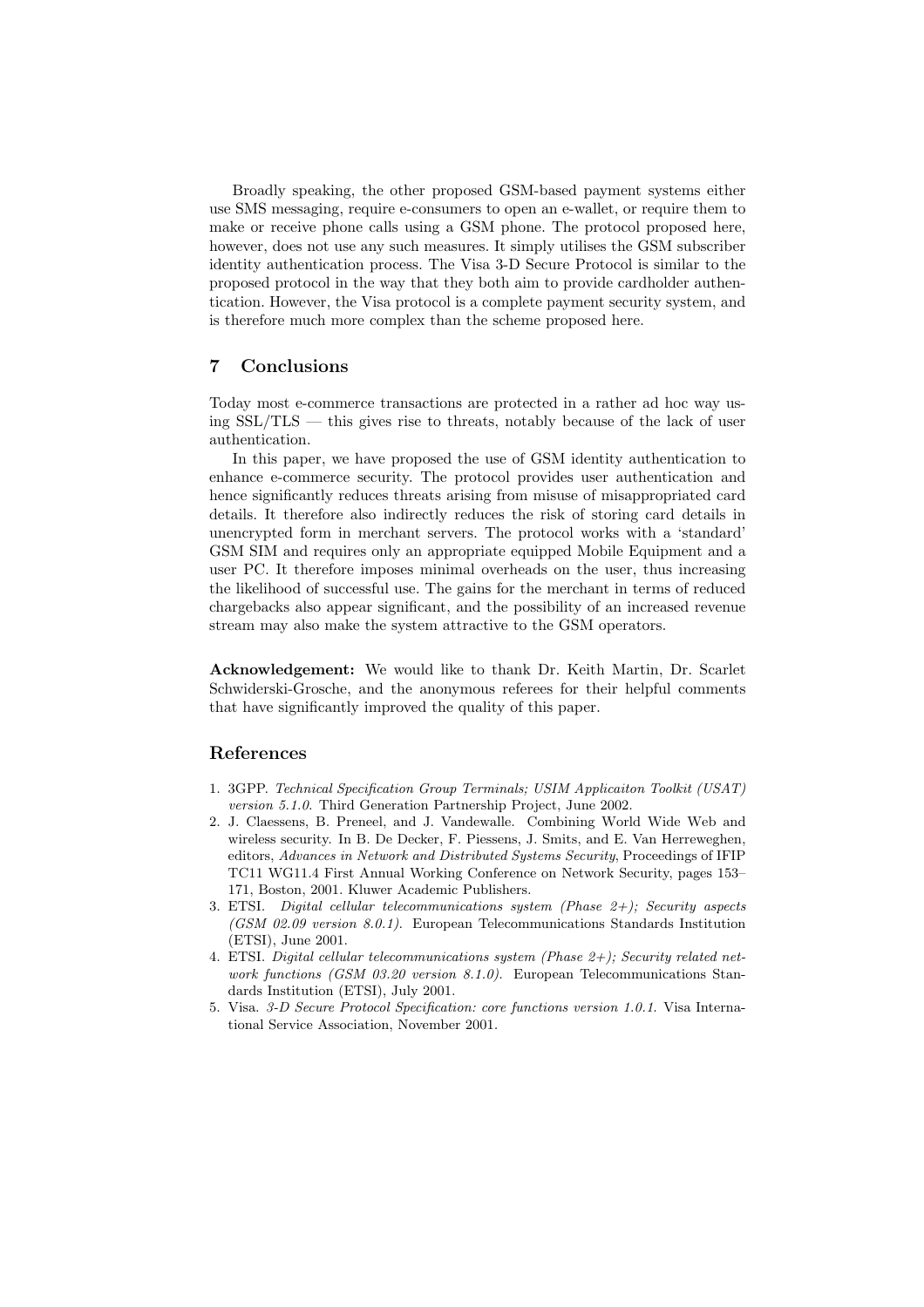Broadly speaking, the other proposed GSM-based payment systems either use SMS messaging, require e-consumers to open an e-wallet, or require them to make or receive phone calls using a GSM phone. The protocol proposed here, however, does not use any such measures. It simply utilises the GSM subscriber identity authentication process. The Visa 3-D Secure Protocol is similar to the proposed protocol in the way that they both aim to provide cardholder authentication. However, the Visa protocol is a complete payment security system, and is therefore much more complex than the scheme proposed here.

## 7 Conclusions

Today most e-commerce transactions are protected in a rather ad hoc way using SSL/TLS — this gives rise to threats, notably because of the lack of user authentication.

In this paper, we have proposed the use of GSM identity authentication to enhance e-commerce security. The protocol provides user authentication and hence significantly reduces threats arising from misuse of misappropriated card details. It therefore also indirectly reduces the risk of storing card details in unencrypted form in merchant servers. The protocol works with a 'standard' GSM SIM and requires only an appropriate equipped Mobile Equipment and a user PC. It therefore imposes minimal overheads on the user, thus increasing the likelihood of successful use. The gains for the merchant in terms of reduced chargebacks also appear significant, and the possibility of an increased revenue stream may also make the system attractive to the GSM operators.

**Acknowledgement:** We would like to thank Dr. Keith Martin, Dr. Scarlet Schwiderski-Grosche, and the anonymous referees for their helpful comments that have significantly improved the quality of this paper.

## References

1. 3GPP. *Technical Specification Group Terminals; USIM Applicaiton Toolkit (USAT) version 5.1.0*. Third Generation Partnership Project, June 2002.
2. J. Claessens, B. Preneel, and J. Vandewalle. Combining World Wide Web and wireless security. In B. De Decker, F. Piessens, J. Smits, and E. Van Herreweghen, editors, *Advances in Network and Distributed Systems Security*, Proceedings of IFIP TC11 WG11.4 First Annual Working Conference on Network Security, pages 153–171, Boston, 2001. Kluwer Academic Publishers.
3. ETSI. *Digital cellular telecommunications system (Phase 2+); Security aspects (GSM 02.09 version 8.0.1)*. European Telecommunications Standards Institution (ETSI), June 2001.
4. ETSI. *Digital cellular telecommunications system (Phase 2+); Security related network functions (GSM 03.20 version 8.1.0)*. European Telecommunications Standards Institution (ETSI), July 2001.
5. Visa. *3-D Secure Protocol Specification: core functions version 1.0.1.* Visa International Service Association, November 2001.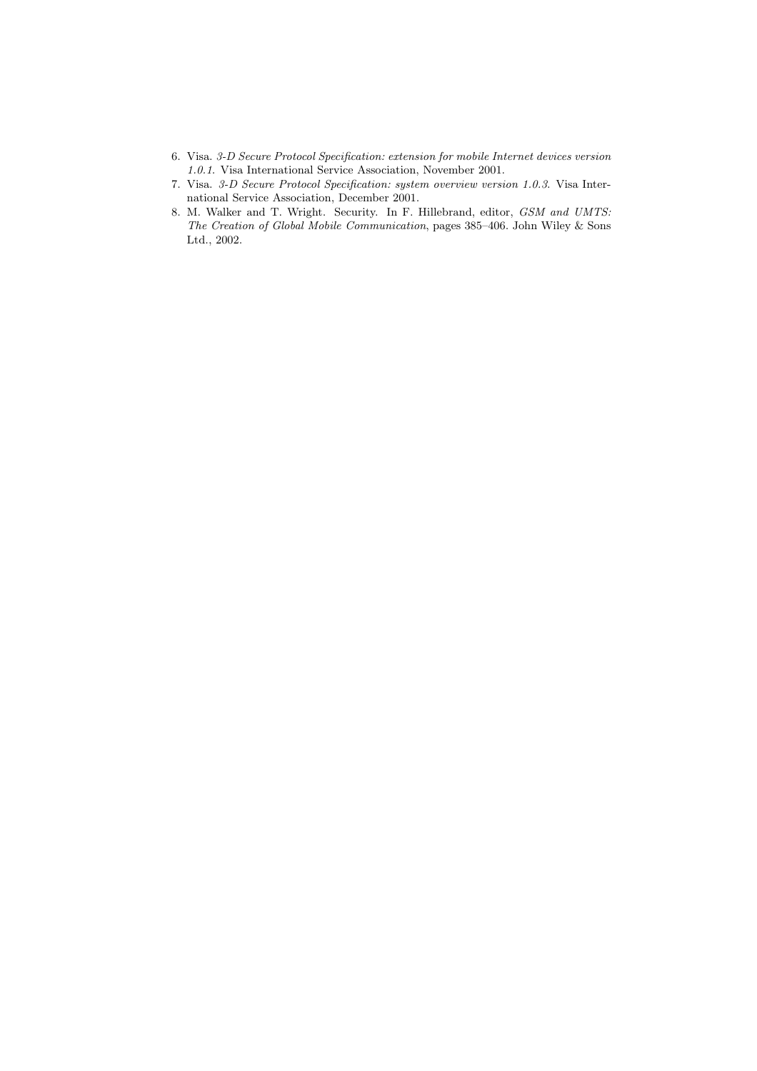6. Visa. *3-D Secure Protocol Specification: extension for mobile Internet devices version 1.0.1.* Visa International Service Association, November 2001.
7. Visa. *3-D Secure Protocol Specification: system overview version 1.0.3.* Visa International Service Association, December 2001.
8. M. Walker and T. Wright. Security. In F. Hillebrand, editor, *GSM and UMTS: The Creation of Global Mobile Communication*, pages 385–406. John Wiley & Sons Ltd., 2002.